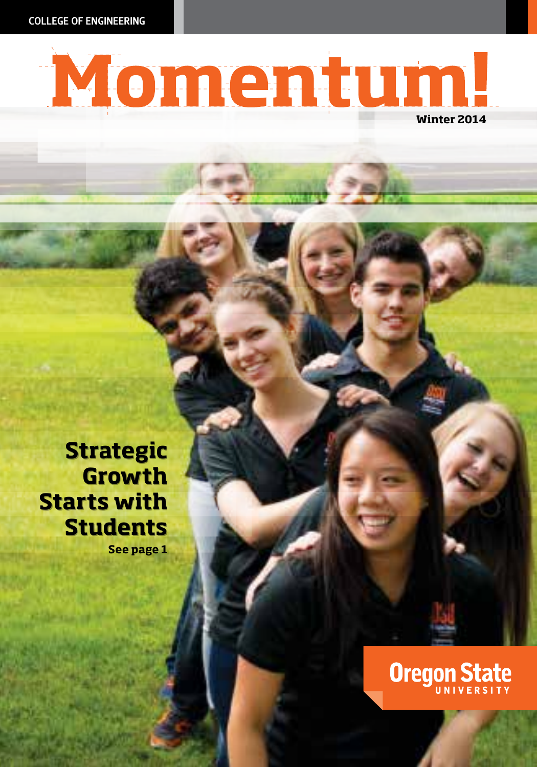COLLEGE OF ENGINEERING

# Momentum!

**Winter 2014**

## Strategic Growth Starts with Students

**See page 1**

Oregon State UNIVERSITY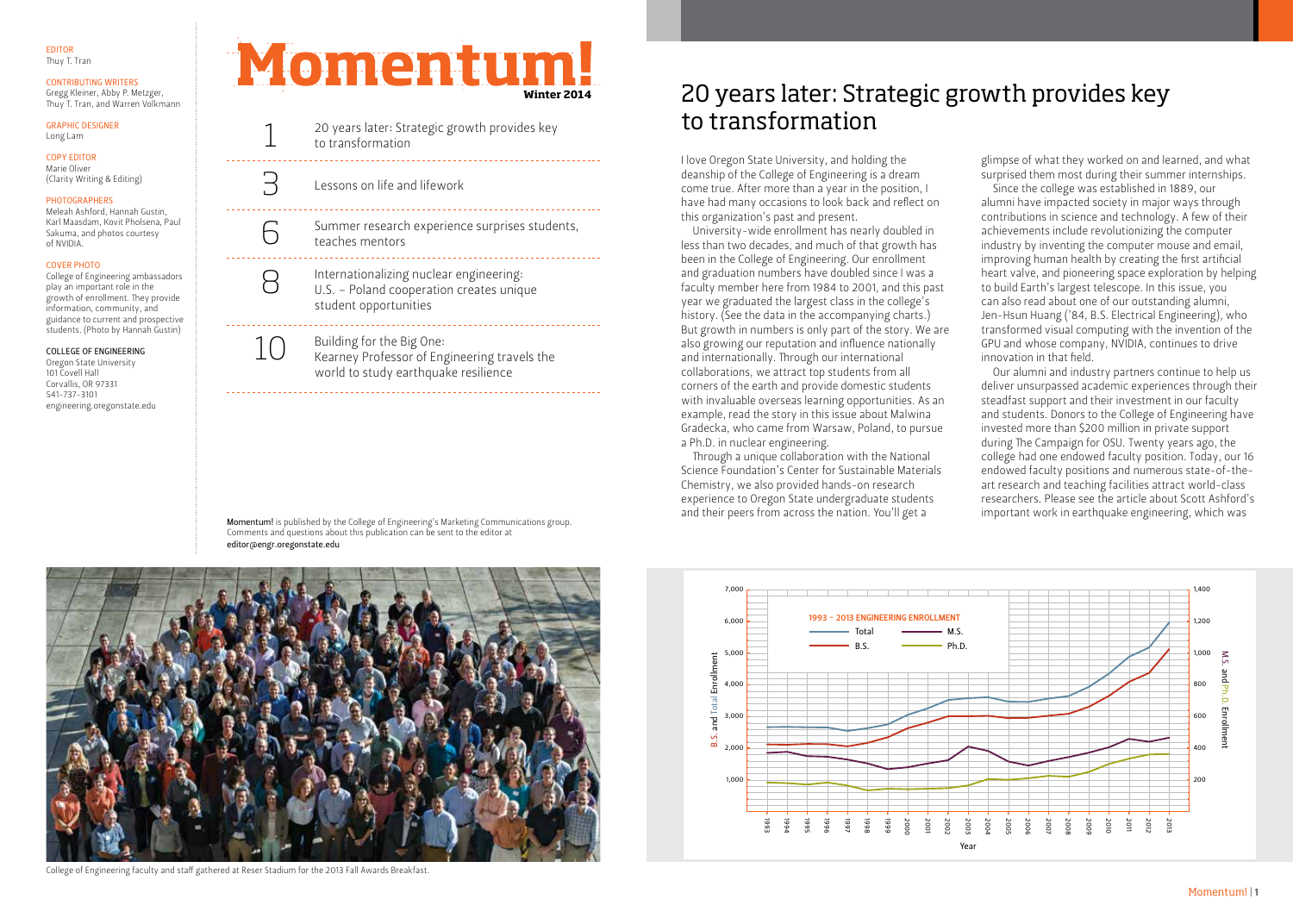EDITOR
Thuy T. Tran

CONTRIBUTING WRITERS
Gregg Kleiner, Abby P. Metzger, Thuy T. Tran, and Warren Volkmann

GRAPHIC DESIGNER
Long Lam

COPY EDITOR
Marie Oliver
(Clarity Writing & Editing)

PHOTOGRAPHERS
Meleah Ashford, Hannah Gustin, Karl Maasdam, Kovit Pholsena, Paul Sakuma, and photos courtesy of NVIDIA.

COVER PHOTO
College of Engineering ambassadors play an important role in the growth of enrollment. They provide information, community, and guidance to current and prospective students. (Photo by Hannah Gustin)

COLLEGE OF ENGINEERING
Oregon State University
101 Covell Hall
Corvallis, OR 97331
541-737-3101
engineering.oregonstate.edu

# Momentum!

**Winter 2014**

| | |
|---|---|
| 1 | 20 years later: Strategic growth provides key to transformation |
| 3 | Lessons on life and lifework |
| 6 | Summer research experience surprises students, teaches mentors |
| 8 | Internationalizing nuclear engineering: U.S. – Poland cooperation creates unique student opportunities |
| 10 | Building for the Big One: Kearney Professor of Engineering travels the world to study earthquake resilience |

**Momentum!** is published by the College of Engineering's Marketing Communications group. Comments and questions about this publication can be sent to the editor at editor@engr.oregonstate.edu

College of Engineering faculty and staff gathered at Reser Stadium for the 2013 Fall Awards Breakfast.

## 20 years later: Strategic growth provides key to transformation

I love Oregon State University, and holding the deanship of the College of Engineering is a dream come true. After more than a year in the position, I have had many occasions to look back and reflect on this organization's past and present.

University-wide enrollment has nearly doubled in less than two decades, and much of that growth has been in the College of Engineering. Our enrollment and graduation numbers have doubled since I was a faculty member here from 1984 to 2001, and this past year we graduated the largest class in the college's history. (See the data in the accompanying charts.) But growth in numbers is only part of the story. We are also growing our reputation and influence nationally and internationally. Through our international collaborations, we attract top students from all corners of the earth and provide domestic students with invaluable overseas learning opportunities. As an example, read the story in this issue about Malwina Gradecka, who came from Warsaw, Poland, to pursue a Ph.D. in nuclear engineering.

Through a unique collaboration with the National Science Foundation's Center for Sustainable Materials Chemistry, we also provided hands-on research experience to Oregon State undergraduate students and their peers from across the nation. You'll get a glimpse of what they worked on and learned, and what surprised them most during their summer internships.

Since the college was established in 1889, our alumni have impacted society in major ways through contributions in science and technology. A few of their achievements include revolutionizing the computer industry by inventing the computer mouse and email, improving human health by creating the first artificial heart valve, and pioneering space exploration by helping to build Earth's largest telescope. In this issue, you can also read about one of our outstanding alumni, Jen-Hsun Huang ('84, B.S. Electrical Engineering), who transformed visual computing with the invention of the GPU and whose company, NVIDIA, continues to drive innovation in that field.

Our alumni and industry partners continue to help us deliver unsurpassed academic experiences through their steadfast support and their investment in our faculty and students. Donors to the College of Engineering have invested more than $200 million in private support during The Campaign for OSU. Twenty years ago, the college had one endowed faculty position. Today, our 16 endowed faculty positions and numerous state-of-the-art research and teaching facilities attract world-class researchers. Please see the article about Scott Ashford's important work in earthquake engineering, which was

**1993 – 2013 ENGINEERING ENROLLMENT**

Legend: Total, M.S., B.S., Ph.D.

Left axis: B.S. and Total Enrollment (0–7,000); Right axis: M.S. and Ph.D. Enrollment (0–1,400); X axis: Year (1993–2013)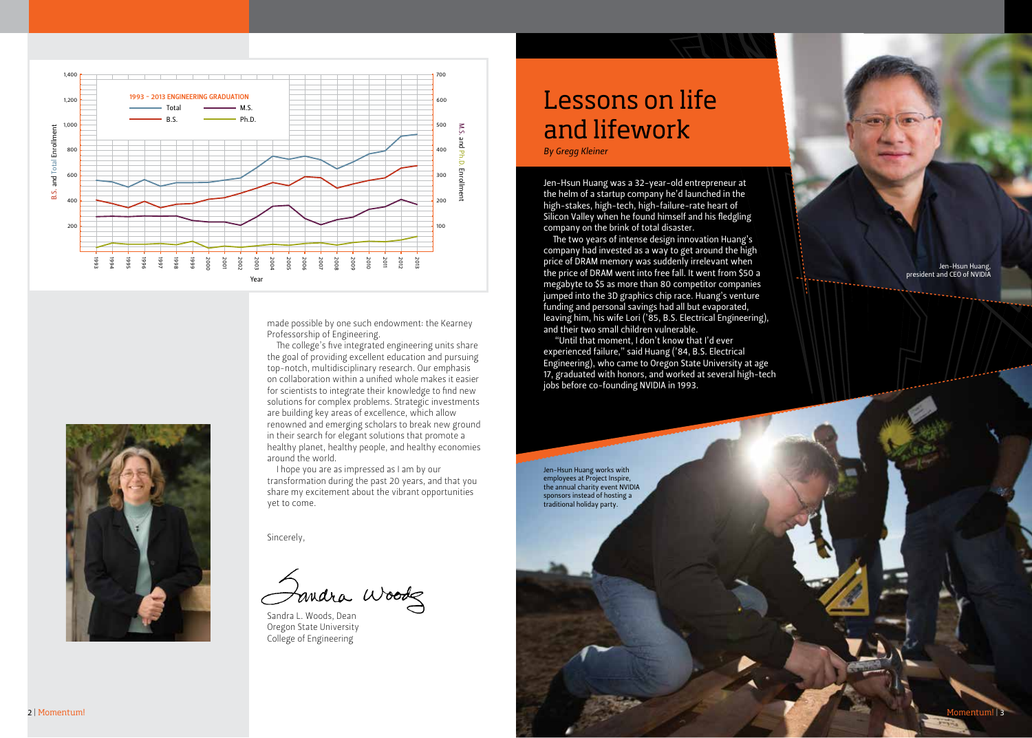1993 – 2013 ENGINEERING GRADUATION

made possible by one such endowment: the Kearney Professorship of Engineering.

The college's five integrated engineering units share the goal of providing excellent education and pursuing top-notch, multidisciplinary research. Our emphasis on collaboration within a unified whole makes it easier for scientists to integrate their knowledge to find new solutions for complex problems. Strategic investments are building key areas of excellence, which allow renowned and emerging scholars to break new ground in their search for elegant solutions that promote a healthy planet, healthy people, and healthy economies around the world.

I hope you are as impressed as I am by our transformation during the past 20 years, and that you share my excitement about the vibrant opportunities yet to come.

Sincerely,

Sandra L. Woods, Dean
Oregon State University
College of Engineering

# Lessons on life and lifework

*By Gregg Kleiner*

Jen-Hsun Huang was a 32-year-old entrepreneur at the helm of a startup company he'd launched in the high-stakes, high-tech, high-failure-rate heart of Silicon Valley when he found himself and his fledgling company on the brink of total disaster.

The two years of intense design innovation Huang's company had invested as a way to get around the high price of DRAM memory was suddenly irrelevant when the price of DRAM went into free fall. It went from $50 a megabyte to $5 as more than 80 competitor companies jumped into the 3D graphics chip race. Huang's venture funding and personal savings had all but evaporated, leaving him, his wife Lori ('85, B.S. Electrical Engineering), and their two small children vulnerable.

"Until that moment, I don't know that I'd ever experienced failure," said Huang ('84, B.S. Electrical Engineering), who came to Oregon State University at age 17, graduated with honors, and worked at several high-tech jobs before co-founding NVIDIA in 1993.

Jen-Hsun Huang, president and CEO of NVIDIA

Jen-Hsun Huang works with employees at Project Inspire, the annual charity event NVIDIA sponsors instead of hosting a traditional holiday party.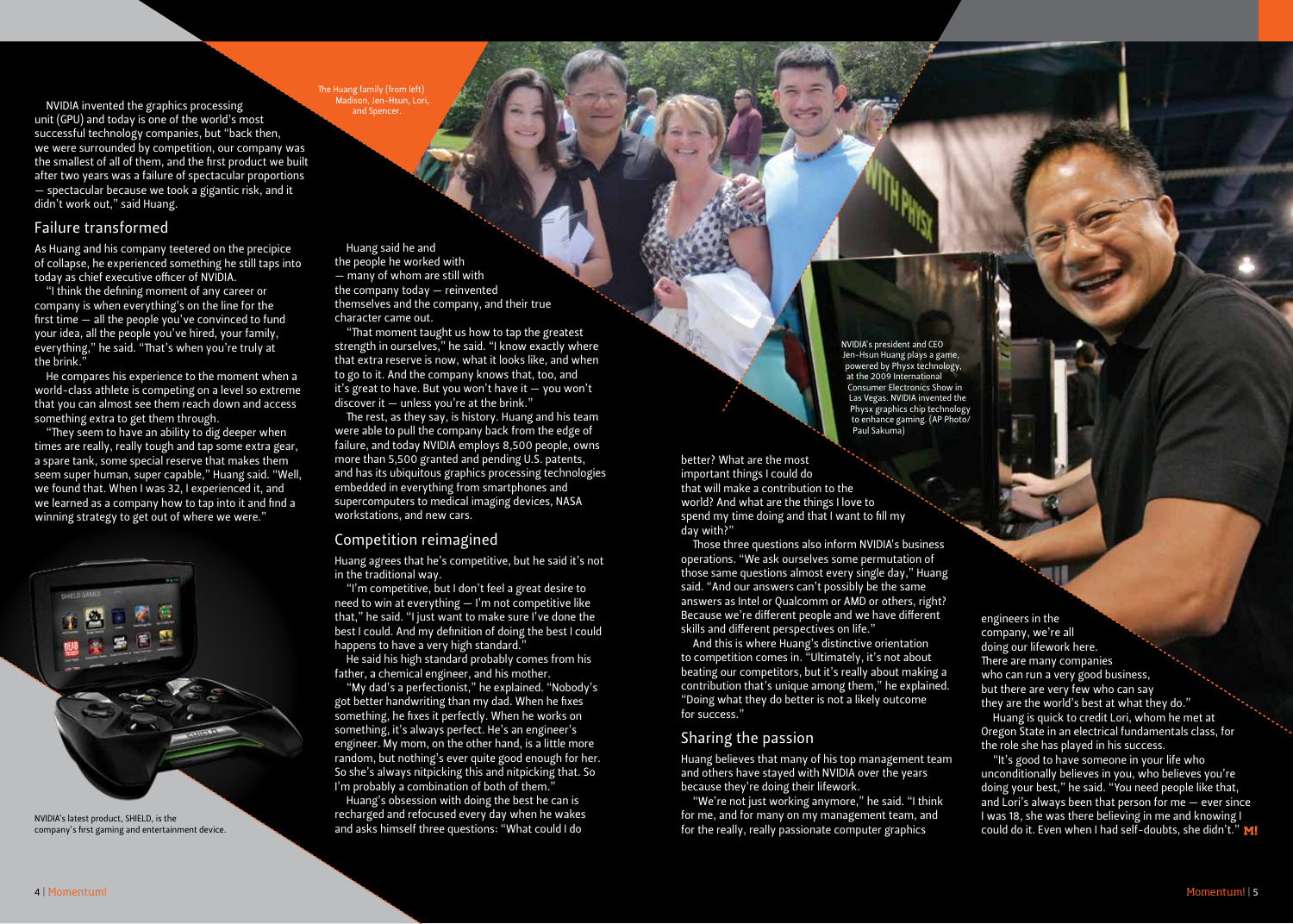NVIDIA invented the graphics processing unit (GPU) and today is one of the world's most successful technology companies, but "back then, we were surrounded by competition, our company was the smallest of all of them, and the first product we built after two years was a failure of spectacular proportions — spectacular because we took a gigantic risk, and it didn't work out," said Huang.

## Failure transformed

As Huang and his company teetered on the precipice of collapse, he experienced something he still taps into today as chief executive officer of NVIDIA.

"I think the defining moment of any career or company is when everything's on the line for the first time — all the people you've convinced to fund your idea, all the people you've hired, your family, everything," he said. "That's when you're truly at the brink."

He compares his experience to the moment when a world-class athlete is competing on a level so extreme that you can almost see them reach down and access something extra to get them through.

"They seem to have an ability to dig deeper when times are really, really tough and tap some extra gear, a spare tank, some special reserve that makes them seem super human, super capable," Huang said. "Well, we found that. When I was 32, I experienced it, and we learned as a company how to tap into it and find a winning strategy to get out of where we were."

NVIDIA's latest product, SHIELD, is the company's first gaming and entertainment device.

The Huang family (from left) Madison, Jen-Hsun, Lori, and Spencer.

Huang said he and the people he worked with — many of whom are still with the company today — reinvented themselves and the company, and their true character came out.

"That moment taught us how to tap the greatest strength in ourselves," he said. "I know exactly where that extra reserve is now, what it looks like, and when to go to it. And the company knows that, too, and it's great to have. But you won't have it — you won't discover it — unless you're at the brink."

The rest, as they say, is history. Huang and his team were able to pull the company back from the edge of failure, and today NVIDIA employs 8,500 people, owns more than 5,500 granted and pending U.S. patents, and has its ubiquitous graphics processing technologies embedded in everything from smartphones and supercomputers to medical imaging devices, NASA workstations, and new cars.

## Competition reimagined

Huang agrees that he's competitive, but he said it's not in the traditional way.

"I'm competitive, but I don't feel a great desire to need to win at everything — I'm not competitive like that," he said. "I just want to make sure I've done the best I could. And my definition of doing the best I could happens to have a very high standard."

He said his high standard probably comes from his father, a chemical engineer, and his mother.

"My dad's a perfectionist," he explained. "Nobody's got better handwriting than my dad. When he fixes something, he fixes it perfectly. When he works on something, it's always perfect. He's an engineer's engineer. My mom, on the other hand, is a little more random, but nothing's ever quite good enough for her. So she's always nitpicking this and nitpicking that. So I'm probably a combination of both of them."

Huang's obsession with doing the best he can is recharged and refocused every day when he wakes and asks himself three questions: "What could I do better? What are the most important things I could do that will make a contribution to the world? And what are the things I love to spend my time doing and that I want to fill my day with?"

Those three questions also inform NVIDIA's business operations. "We ask ourselves some permutation of those same questions almost every single day," Huang said. "And our answers can't possibly be the same answers as Intel or Qualcomm or AMD or others, right? Because we're different people and we have different skills and different perspectives on life."

And this is where Huang's distinctive orientation to competition comes in. "Ultimately, it's not about beating our competitors, but it's really about making a contribution that's unique among them," he explained. "Doing what they do better is not a likely outcome for success."

NVIDIA's president and CEO Jen-Hsun Huang plays a game, powered by Physx technology, at the 2009 International Consumer Electronics Show in Las Vegas. NVIDIA invented the Physx graphics chip technology to enhance gaming. (AP Photo/ Paul Sakuma)

## Sharing the passion

Huang believes that many of his top management team and others have stayed with NVIDIA over the years because they're doing their lifework.

"We're not just working anymore," he said. "I think for me, and for many on my management team, and for the really, really passionate computer graphics engineers in the company, we're all doing our lifework here. There are many companies who can run a very good business, but there are very few who can say they are the world's best at what they do."

Huang is quick to credit Lori, whom he met at Oregon State in an electrical fundamentals class, for the role she has played in his success.

"It's good to have someone in your life who unconditionally believes in you, who believes you're doing your best," he said. "You need people like that, and Lori's always been that person for me — ever since I was 18, she was there believing in me and knowing I could do it. Even when I had self-doubts, she didn't." **M!**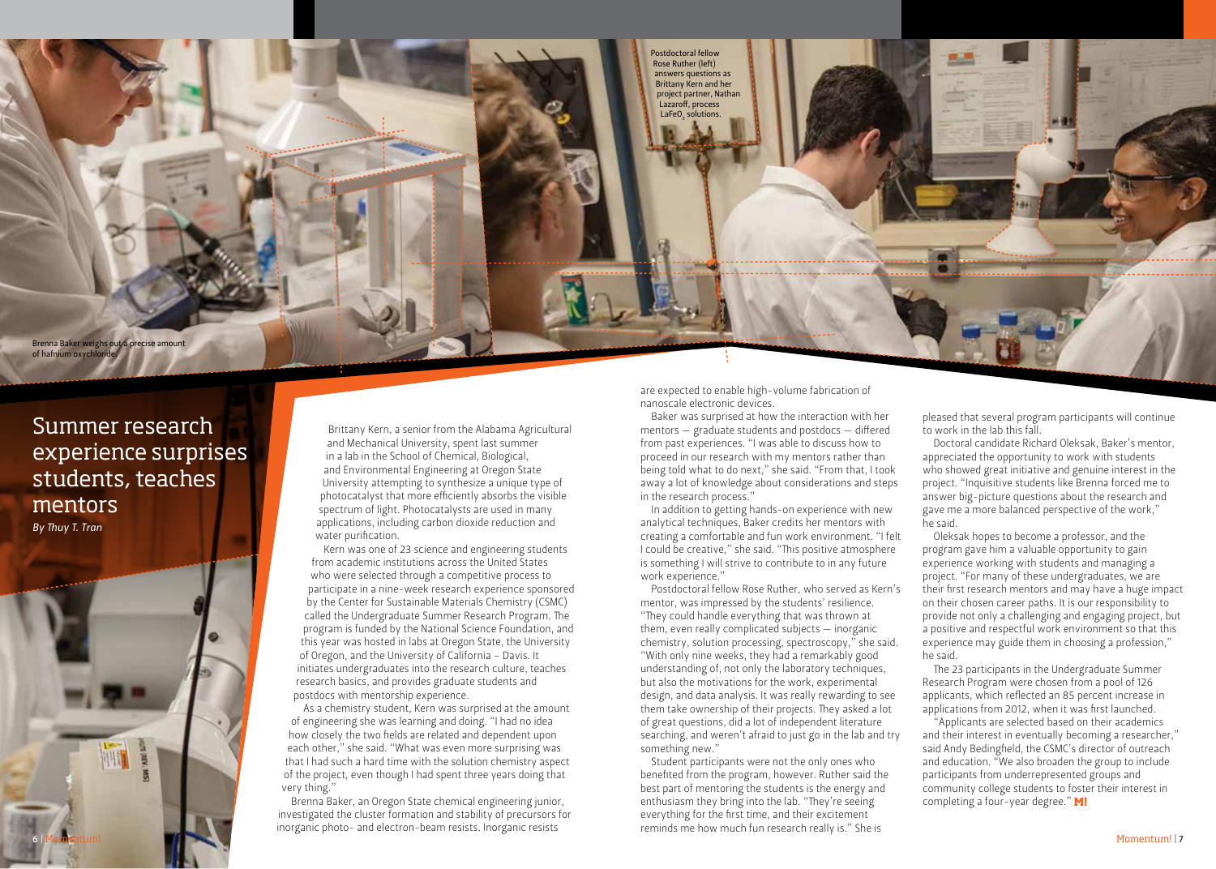Postdoctoral fellow Rose Ruther (left) answers questions as Brittany Kern and her project partner, Nathan Lazaroff, process $LaFeO_3$ solutions.

Brenna Baker weighs out a precise amount of hafnium oxychloride.

# Summer research experience surprises students, teaches mentors

*By Thuy T. Tran*

Brittany Kern, a senior from the Alabama Agricultural and Mechanical University, spent last summer in a lab in the School of Chemical, Biological, and Environmental Engineering at Oregon State University attempting to synthesize a unique type of photocatalyst that more efficiently absorbs the visible spectrum of light. Photocatalysts are used in many applications, including carbon dioxide reduction and water purification.

Kern was one of 23 science and engineering students from academic institutions across the United States who were selected through a competitive process to participate in a nine-week research experience sponsored by the Center for Sustainable Materials Chemistry (CSMC) called the Undergraduate Summer Research Program. The program is funded by the National Science Foundation, and this year was hosted in labs at Oregon State, the University of Oregon, and the University of California – Davis. It initiates undergraduates into the research culture, teaches research basics, and provides graduate students and postdocs with mentorship experience.

As a chemistry student, Kern was surprised at the amount of engineering she was learning and doing. "I had no idea how closely the two fields are related and dependent upon each other," she said. "What was even more surprising was that I had such a hard time with the solution chemistry aspect of the project, even though I had spent three years doing that very thing."

Brenna Baker, an Oregon State chemical engineering junior, investigated the cluster formation and stability of precursors for inorganic photo- and electron-beam resists. Inorganic resists are expected to enable high-volume fabrication of nanoscale electronic devices.

Baker was surprised at how the interaction with her mentors — graduate students and postdocs — differed from past experiences. "I was able to discuss how to proceed in our research with my mentors rather than being told what to do next," she said. "From that, I took away a lot of knowledge about considerations and steps in the research process."

In addition to getting hands-on experience with new analytical techniques, Baker credits her mentors with creating a comfortable and fun work environment. "I felt I could be creative," she said. "This positive atmosphere is something I will strive to contribute to in any future work experience."

Postdoctoral fellow Rose Ruther, who served as Kern's mentor, was impressed by the students' resilience. "They could handle everything that was thrown at them, even really complicated subjects — inorganic chemistry, solution processing, spectroscopy," she said. "With only nine weeks, they had a remarkably good understanding of, not only the laboratory techniques, but also the motivations for the work, experimental design, and data analysis. It was really rewarding to see them take ownership of their projects. They asked a lot of great questions, did a lot of independent literature searching, and weren't afraid to just go in the lab and try something new."

Student participants were not the only ones who benefited from the program, however. Ruther said the best part of mentoring the students is the energy and enthusiasm they bring into the lab. "They're seeing everything for the first time, and their excitement reminds me how much fun research really is." She is pleased that several program participants will continue to work in the lab this fall.

Doctoral candidate Richard Oleksak, Baker's mentor, appreciated the opportunity to work with students who showed great initiative and genuine interest in the project. "Inquisitive students like Brenna forced me to answer big-picture questions about the research and gave me a more balanced perspective of the work," he said.

Oleksak hopes to become a professor, and the program gave him a valuable opportunity to gain experience working with students and managing a project. "For many of these undergraduates, we are their first research mentors and may have a huge impact on their chosen career paths. It is our responsibility to provide not only a challenging and engaging project, but a positive and respectful work environment so that this experience may guide them in choosing a profession," he said.

The 23 participants in the Undergraduate Summer Research Program were chosen from a pool of 126 applicants, which reflected an 85 percent increase in applications from 2012, when it was first launched.

"Applicants are selected based on their academics and their interest in eventually becoming a researcher," said Andy Bedingfield, the CSMC's director of outreach and education. "We also broaden the group to include participants from underrepresented groups and community college students to foster their interest in completing a four-year degree." **M!**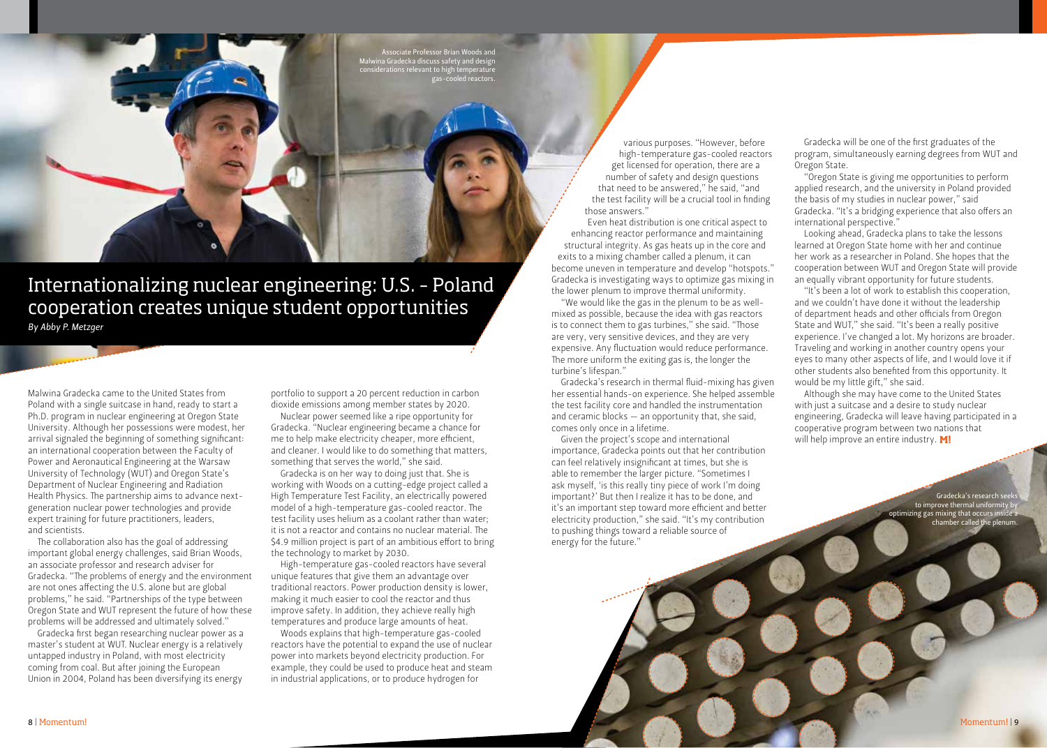# Internationalizing nuclear engineering: U.S. - Poland cooperation creates unique student opportunities

*By Abby P. Metzger*

Associate Professor Brian Woods and Malwina Gradecka discuss safety and design considerations relevant to high temperature gas-cooled reactors.

Malwina Gradecka came to the United States from Poland with a single suitcase in hand, ready to start a Ph.D. program in nuclear engineering at Oregon State University. Although her possessions were modest, her arrival signaled the beginning of something significant: an international cooperation between the Faculty of Power and Aeronautical Engineering at the Warsaw University of Technology (WUT) and Oregon State's Department of Nuclear Engineering and Radiation Health Physics. The partnership aims to advance next-generation nuclear power technologies and provide expert training for future practitioners, leaders, and scientists.

The collaboration also has the goal of addressing important global energy challenges, said Brian Woods, an associate professor and research adviser for Gradecka. "The problems of energy and the environment are not ones affecting the U.S. alone but are global problems," he said. "Partnerships of the type between Oregon State and WUT represent the future of how these problems will be addressed and ultimately solved."

Gradecka first began researching nuclear power as a master's student at WUT. Nuclear energy is a relatively untapped industry in Poland, with most electricity coming from coal. But after joining the European Union in 2004, Poland has been diversifying its energy portfolio to support a 20 percent reduction in carbon dioxide emissions among member states by 2020.

Nuclear power seemed like a ripe opportunity for Gradecka. "Nuclear engineering became a chance for me to help make electricity cheaper, more efficient, and cleaner. I would like to do something that matters, something that serves the world," she said.

Gradecka is on her way to doing just that. She is working with Woods on a cutting-edge project called a High Temperature Test Facility, an electrically powered model of a high-temperature gas-cooled reactor. The test facility uses helium as a coolant rather than water; it is not a reactor and contains no nuclear material. The $4.9 million project is part of an ambitious effort to bring the technology to market by 2030.

High-temperature gas-cooled reactors have several unique features that give them an advantage over traditional reactors. Power production density is lower, making it much easier to cool the reactor and thus improve safety. In addition, they achieve really high temperatures and produce large amounts of heat.

Woods explains that high-temperature gas-cooled reactors have the potential to expand the use of nuclear power into markets beyond electricity production. For example, they could be used to produce heat and steam in industrial applications, or to produce hydrogen for various purposes. "However, before high-temperature gas-cooled reactors get licensed for operation, there are a number of safety and design questions that need to be answered," he said, "and the test facility will be a crucial tool in finding those answers."

Even heat distribution is one critical aspect to enhancing reactor performance and maintaining structural integrity. As gas heats up in the core and exits to a mixing chamber called a plenum, it can become uneven in temperature and develop "hotspots." Gradecka is investigating ways to optimize gas mixing in the lower plenum to improve thermal uniformity.

"We would like the gas in the plenum to be as well-mixed as possible, because the idea with gas reactors is to connect them to gas turbines," she said. "Those are very, very sensitive devices, and they are very expensive. Any fluctuation would reduce performance. The more uniform the exiting gas is, the longer the turbine's lifespan."

Gradecka's research in thermal fluid-mixing has given her essential hands-on experience. She helped assemble the test facility core and handled the instrumentation and ceramic blocks — an opportunity that, she said, comes only once in a lifetime.

Given the project's scope and international importance, Gradecka points out that her contribution can feel relatively insignificant at times, but she is able to remember the larger picture. "Sometimes I ask myself, 'is this really tiny piece of work I'm doing important?' But then I realize it has to be done, and it's an important step toward more efficient and better electricity production," she said. "It's my contribution to pushing things toward a reliable source of energy for the future."

Gradecka will be one of the first graduates of the program, simultaneously earning degrees from WUT and Oregon State.

"Oregon State is giving me opportunities to perform applied research, and the university in Poland provided the basis of my studies in nuclear power," said Gradecka. "It's a bridging experience that also offers an international perspective."

Looking ahead, Gradecka plans to take the lessons learned at Oregon State home with her and continue her work as a researcher in Poland. She hopes that the cooperation between WUT and Oregon State will provide an equally vibrant opportunity for future students.

"It's been a lot of work to establish this cooperation, and we couldn't have done it without the leadership of department heads and other officials from Oregon State and WUT," she said. "It's been a really positive experience. I've changed a lot. My horizons are broader. Traveling and working in another country opens your eyes to many other aspects of life, and I would love it if other students also benefited from this opportunity. It would be my little gift," she said.

Although she may have come to the United States with just a suitcase and a desire to study nuclear engineering, Gradecka will leave having participated in a cooperative program between two nations that will help improve an entire industry. **M!**

Gradecka's research seeks to improve thermal uniformity by optimizing gas mixing that occurs inside a chamber called the plenum.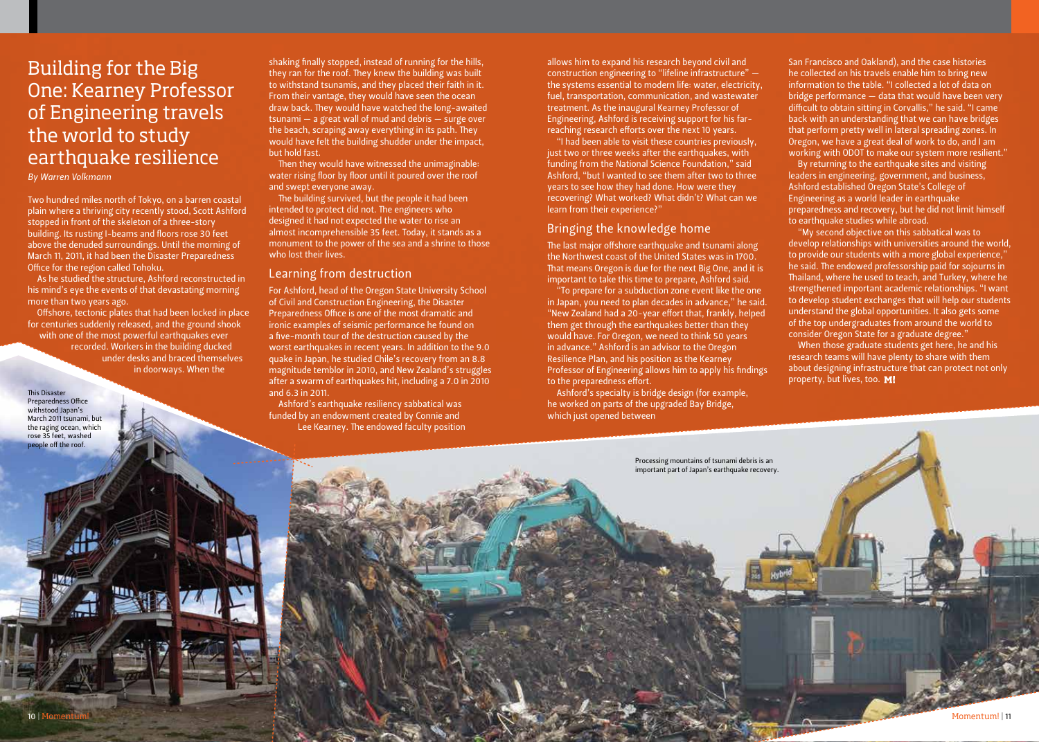# Building for the Big One: Kearney Professor of Engineering travels the world to study earthquake resilience

*By Warren Volkmann*

Two hundred miles north of Tokyo, on a barren coastal plain where a thriving city recently stood, Scott Ashford stopped in front of the skeleton of a three-story building. Its rusting I-beams and floors rose 30 feet above the denuded surroundings. Until the morning of March 11, 2011, it had been the Disaster Preparedness Office for the region called Tohoku.

As he studied the structure, Ashford reconstructed in his mind's eye the events of that devastating morning more than two years ago.

Offshore, tectonic plates that had been locked in place for centuries suddenly released, and the ground shook with one of the most powerful earthquakes ever recorded. Workers in the building ducked under desks and braced themselves in doorways. When the shaking finally stopped, instead of running for the hills, they ran for the roof. They knew the building was built to withstand tsunamis, and they placed their faith in it. From their vantage, they would have seen the ocean draw back. They would have watched the long-awaited tsunami — a great wall of mud and debris — surge over the beach, scraping away everything in its path. They would have felt the building shudder under the impact, but hold fast.

Then they would have witnessed the unimaginable: water rising floor by floor until it poured over the roof and swept everyone away.

The building survived, but the people it had been intended to protect did not. The engineers who designed it had not expected the water to rise an almost incomprehensible 35 feet. Today, it stands as a monument to the power of the sea and a shrine to those who lost their lives.

This Disaster Preparedness Office withstood Japan's March 2011 tsunami, but the raging ocean, which rose 35 feet, washed people off the roof.

## Learning from destruction

For Ashford, head of the Oregon State University School of Civil and Construction Engineering, the Disaster Preparedness Office is one of the most dramatic and ironic examples of seismic performance he found on a five-month tour of the destruction caused by the worst earthquakes in recent years. In addition to the 9.0 quake in Japan, he studied Chile's recovery from an 8.8 magnitude temblor in 2010, and New Zealand's struggles after a swarm of earthquakes hit, including a 7.0 in 2010 and 6.3 in 2011.

Ashford's earthquake resiliency sabbatical was funded by an endowment created by Connie and Lee Kearney. The endowed faculty position allows him to expand his research beyond civil and construction engineering to "lifeline infrastructure" — the systems essential to modern life: water, electricity, fuel, transportation, communication, and wastewater treatment. As the inaugural Kearney Professor of Engineering, Ashford is receiving support for his far-reaching research efforts over the next 10 years.

"I had been able to visit these countries previously, just two or three weeks after the earthquakes, with funding from the National Science Foundation," said Ashford, "but I wanted to see them after two to three years to see how they had done. How were they recovering? What worked? What didn't? What can we learn from their experience?"

## Bringing the knowledge home

The last major offshore earthquake and tsunami along the Northwest coast of the United States was in 1700. That means Oregon is due for the next Big One, and it is important to take this time to prepare, Ashford said.

"To prepare for a subduction zone event like the one in Japan, you need to plan decades in advance," he said. "New Zealand had a 20-year effort that, frankly, helped them get through the earthquakes better than they would have. For Oregon, we need to think 50 years in advance." Ashford is an advisor to the Oregon Resilience Plan, and his position as the Kearney Professor of Engineering allows him to apply his findings to the preparedness effort.

Ashford's specialty is bridge design (for example, he worked on parts of the upgraded Bay Bridge, which just opened between San Francisco and Oakland), and the case histories he collected on his travels enable him to bring new information to the table. "I collected a lot of data on bridge performance — data that would have been very difficult to obtain sitting in Corvallis," he said. "I came back with an understanding that we can have bridges that perform pretty well in lateral spreading zones. In Oregon, we have a great deal of work to do, and I am working with ODOT to make our system more resilient."

By returning to the earthquake sites and visiting leaders in engineering, government, and business, Ashford established Oregon State's College of Engineering as a world leader in earthquake preparedness and recovery, but he did not limit himself to earthquake studies while abroad.

"My second objective on this sabbatical was to develop relationships with universities around the world, to provide our students with a more global experience," he said. The endowed professorship paid for sojourns in Thailand, where he used to teach, and Turkey, where he strengthened important academic relationships. "I want to develop student exchanges that will help our students understand the global opportunities. It also gets some of the top undergraduates from around the world to consider Oregon State for a graduate degree."

When those graduate students get here, he and his research teams will have plenty to share with them about designing infrastructure that can protect not only property, but lives, too. **M!**

Processing mountains of tsunami debris is an important part of Japan's earthquake recovery.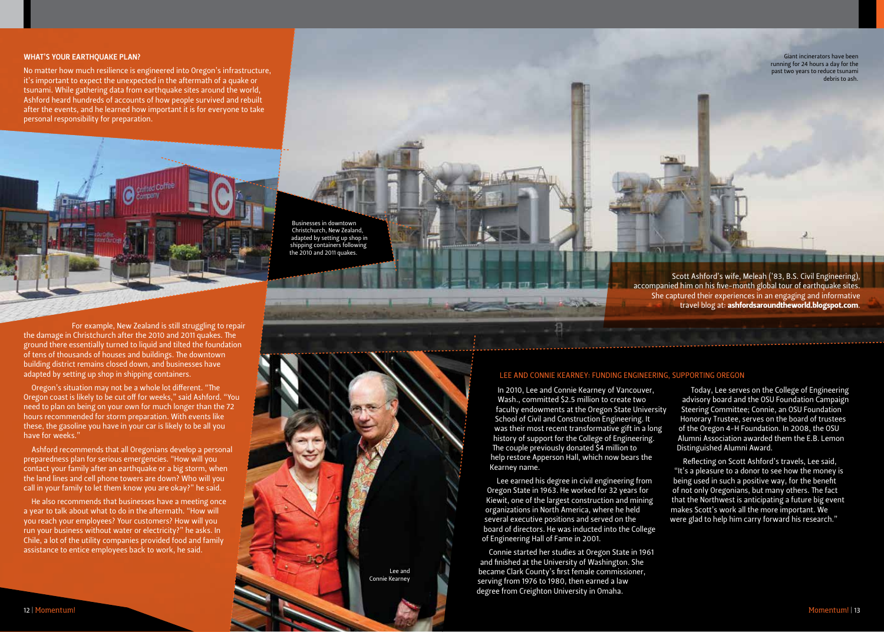## WHAT'S YOUR EARTHQUAKE PLAN?

No matter how much resilience is engineered into Oregon's infrastructure, it's important to expect the unexpected in the aftermath of a quake or tsunami. While gathering data from earthquake sites around the world, Ashford heard hundreds of accounts of how people survived and rebuilt after the events, and he learned how important it is for everyone to take personal responsibility for preparation.

Businesses in downtown Christchurch, New Zealand, adapted by setting up shop in shipping containers following the 2010 and 2011 quakes.

For example, New Zealand is still struggling to repair the damage in Christchurch after the 2010 and 2011 quakes. The ground there essentially turned to liquid and tilted the foundation of tens of thousands of houses and buildings. The downtown building district remains closed down, and businesses have adapted by setting up shop in shipping containers.

Oregon's situation may not be a whole lot different. "The Oregon coast is likely to be cut off for weeks," said Ashford. "You need to plan on being on your own for much longer than the 72 hours recommended for storm preparation. With events like these, the gasoline you have in your car is likely to be all you have for weeks."

Ashford recommends that all Oregonians develop a personal preparedness plan for serious emergencies. "How will you contact your family after an earthquake or a big storm, when the land lines and cell phone towers are down? Who will you call in your family to let them know you are okay?" he said.

He also recommends that businesses have a meeting once a year to talk about what to do in the aftermath. "How will you reach your employees? Your customers? How will you run your business without water or electricity?" he asks. In Chile, a lot of the utility companies provided food and family assistance to entice employees back to work, he said.

Giant incinerators have been running for 24 hours a day for the past two years to reduce tsunami debris to ash.

Scott Ashford's wife, Meleah ('83, B.S. Civil Engineering), accompanied him on his five-month global tour of earthquake sites. She captured their experiences in an engaging and informative travel blog at: **ashfordsaroundtheworld.blogspot.com**.

Lee and Connie Kearney

## LEE AND CONNIE KEARNEY: FUNDING ENGINEERING, SUPPORTING OREGON

In 2010, Lee and Connie Kearney of Vancouver, Wash., committed $2.5 million to create two faculty endowments at the Oregon State University School of Civil and Construction Engineering. It was their most recent transformative gift in a long history of support for the College of Engineering. The couple previously donated $4 million to help restore Apperson Hall, which now bears the Kearney name.

Lee earned his degree in civil engineering from Oregon State in 1963. He worked for 32 years for Kiewit, one of the largest construction and mining organizations in North America, where he held several executive positions and served on the board of directors. He was inducted into the College of Engineering Hall of Fame in 2001.

Connie started her studies at Oregon State in 1961 and finished at the University of Washington. She became Clark County's first female commissioner, serving from 1976 to 1980, then earned a law degree from Creighton University in Omaha.

Today, Lee serves on the College of Engineering advisory board and the OSU Foundation Campaign Steering Committee; Connie, an OSU Foundation Honorary Trustee, serves on the board of trustees of the Oregon 4-H Foundation. In 2008, the OSU Alumni Association awarded them the E.B. Lemon Distinguished Alumni Award.

Reflecting on Scott Ashford's travels, Lee said, "It's a pleasure to a donor to see how the money is being used in such a positive way, for the benefit of not only Oregonians, but many others. The fact that the Northwest is anticipating a future big event makes Scott's work all the more important. We were glad to help him carry forward his research."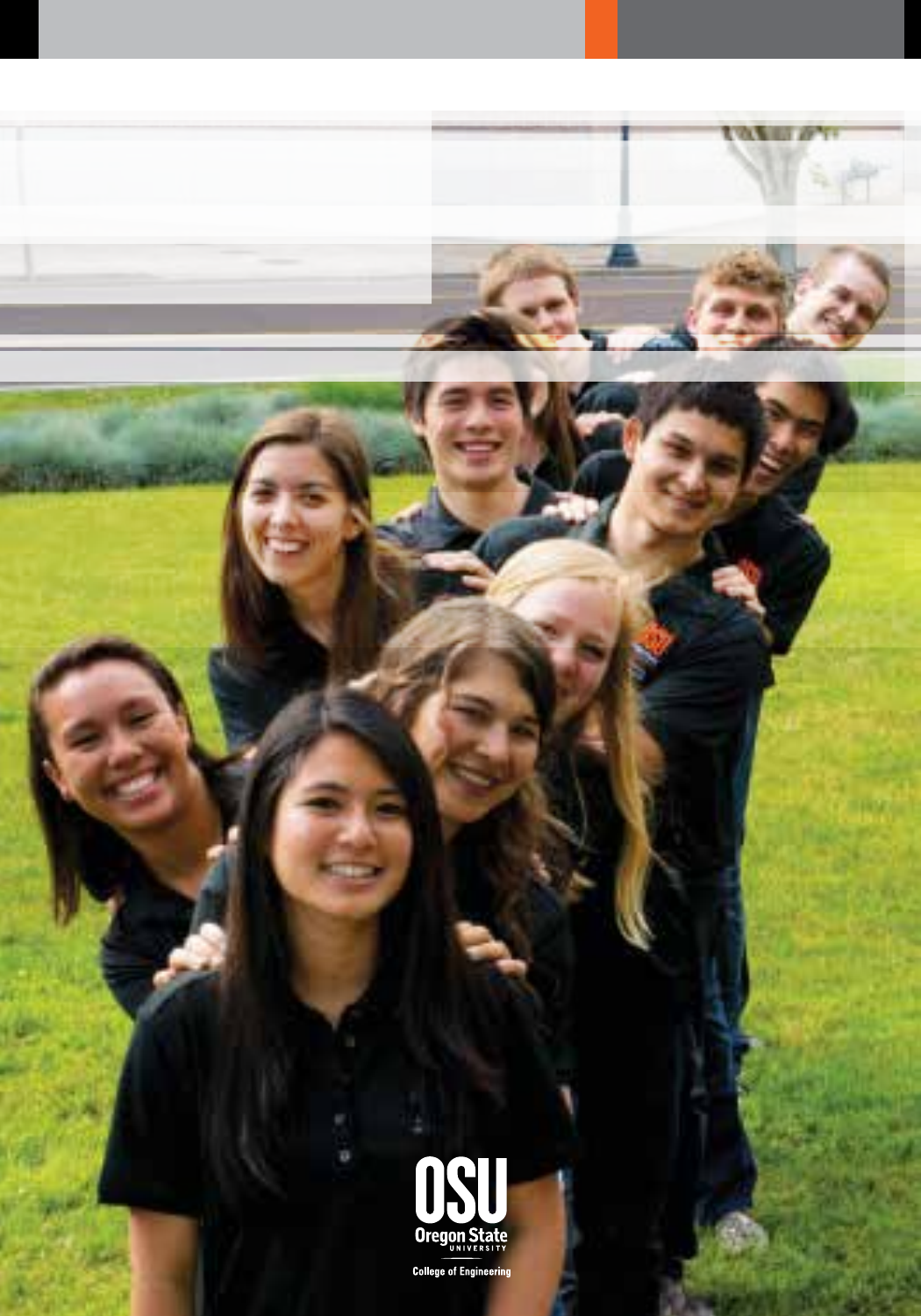OSU
Oregon State
UNIVERSITY
College of Engineering